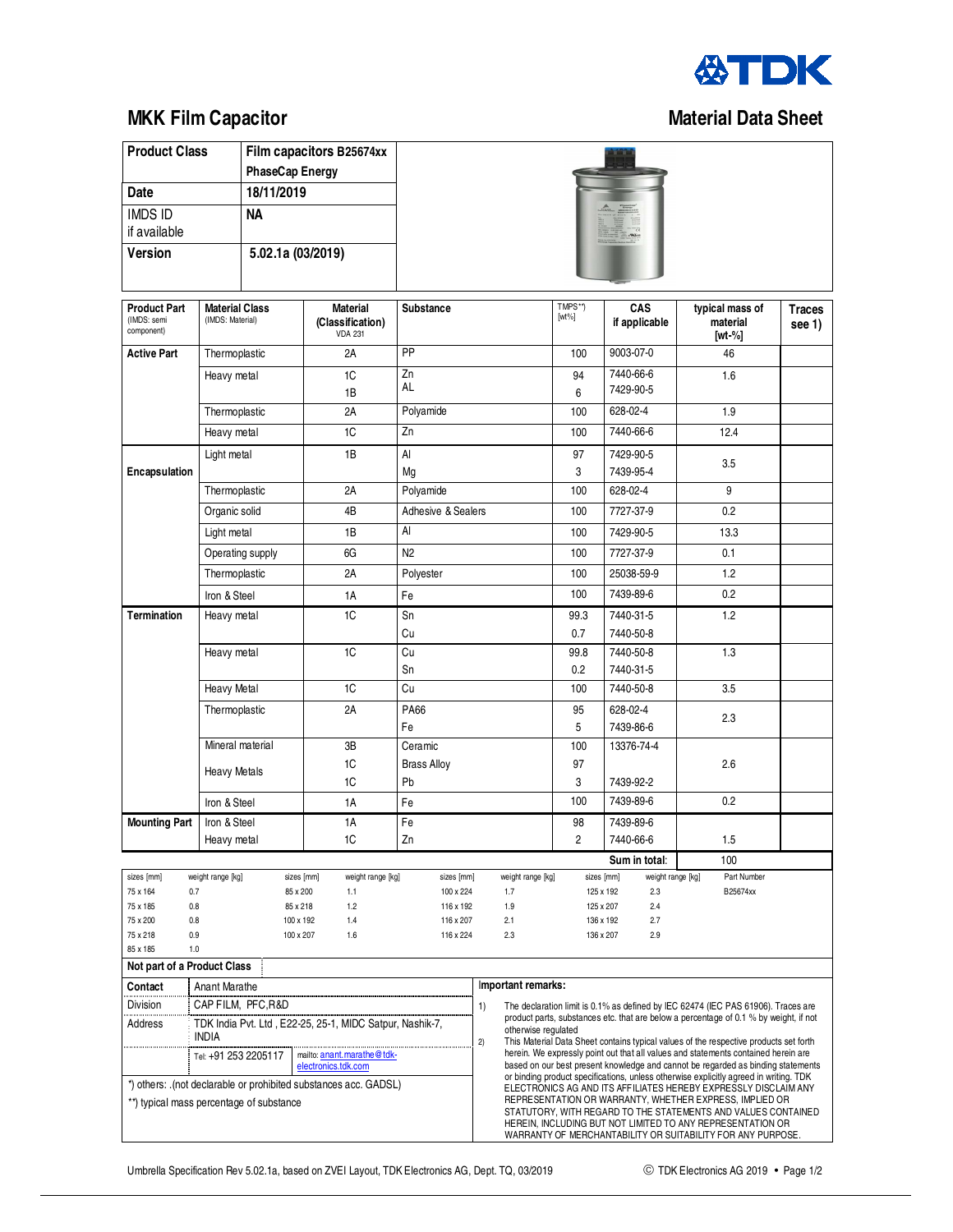# MKK Film Capacitor

## Material Data Sheet

| | |
|---|---|
| **Product Class** | **Film capacitors B25674xx PhaseCap Energy** |
| **Date** | **18/11/2019** |
| IMDS ID if available | **NA** |
| **Version** | **5.02.1a (03/2019)** |

| **Product Part** (IMDS: semi component) | **Material Class** (IMDS: Material) | **Material (Classification)** VDA 231 | **Substance** | TMPS**) [wt%] | **CAS if applicable** | **typical mass of material [wt-%]** | **Traces see 1)** |
|---|---|---|---|---|---|---|---|
| **Active Part** | Thermoplastic | 2A | PP | 100 | 9003-07-0 | 46 | |
| | Heavy metal | 1C | Zn | 94 | 7440-66-6 | 1.6 | |
| | | 1B | AL | 6 | 7429-90-5 | | |
| | Thermoplastic | 2A | Polyamide | 100 | 628-02-4 | 1.9 | |
| | Heavy metal | 1C | Zn | 100 | 7440-66-6 | 12.4 | |
| **Encapsulation** | Light metal | 1B | Al | 97 | 7429-90-5 | 3.5 | |
| | | | Mg | 3 | 7439-95-4 | | |
| | Thermoplastic | 2A | Polyamide | 100 | 628-02-4 | 9 | |
| | Organic solid | 4B | Adhesive & Sealers | 100 | 7727-37-9 | 0.2 | |
| | Light metal | 1B | Al | 100 | 7429-90-5 | 13.3 | |
| | Operating supply | 6G | N2 | 100 | 7727-37-9 | 0.1 | |
| | Thermoplastic | 2A | Polyester | 100 | 25038-59-9 | 1.2 | |
| | Iron & Steel | 1A | Fe | 100 | 7439-89-6 | 0.2 | |
| **Termination** | Heavy metal | 1C | Sn | 99.3 | 7440-31-5 | 1.2 | |
| | | | Cu | 0.7 | 7440-50-8 | | |
| | Heavy metal | 1C | Cu | 99.8 | 7440-50-8 | 1.3 | |
| | | | Sn | 0.2 | 7440-31-5 | | |
| | Heavy Metal | 1C | Cu | 100 | 7440-50-8 | 3.5 | |
| | Thermoplastic | 2A | PA66 | 95 | 628-02-4 | 2.3 | |
| | | | Fe | 5 | 7439-86-6 | | |
| | Mineral material | 3B | Ceramic | 100 | 13376-74-4 | 2.6 | |
| | Heavy Metals | 1C | Brass Alloy | 97 | | | |
| | | 1C | Pb | 3 | 7439-92-2 | | |
| | Iron & Steel | 1A | Fe | 100 | 7439-89-6 | 0.2 | |
| **Mounting Part** | Iron & Steel | 1A | Fe | 98 | 7439-89-6 | 1.5 | |
| | Heavy metal | 1C | Zn | 2 | 7440-66-6 | | |
| | | | | | **Sum in total:** | 100 | |

| sizes [mm] | weight range [kg] | sizes [mm] | weight range [kg] | sizes [mm] | weight range [kg] | sizes [mm] | weight range [kg] | Part Number |
|---|---|---|---|---|---|---|---|---|
| 75 x 164 | 0.7 | 85 x 200 | 1.1 | 100 x 224 | 1.7 | 125 x 192 | 2.3 | B25674xx |
| 75 x 185 | 0.8 | 85 x 218 | 1.2 | 116 x 192 | 1.9 | 125 x 207 | 2.4 | |
| 75 x 200 | 0.8 | 100 x 192 | 1.4 | 116 x 207 | 2.1 | 136 x 192 | 2.7 | |
| 75 x 218 | 0.9 | 100 x 207 | 1.6 | 116 x 224 | 2.3 | 136 x 207 | 2.9 | |
| 85 x 185 | 1.0 | | | | | | | |

**Not part of a Product Class**

| | |
|---|---|
| **Contact** | Anant Marathe |
| Division | CAP FILM, PFC,R&D |
| Address | TDK India Pvt. Ltd , E22-25, 25-1, MIDC Satpur, Nashik-7, INDIA |
| | Tel: +91 253 2205117 — mailto: anant.marathe@tdk-electronics.tdk.com |

*) others: .(not declarable or prohibited substances acc. GADSL)

**) typical mass percentage of substance

**Important remarks:**

1) The declaration limit is 0.1% as defined by IEC 62474 (IEC PAS 61906). Traces are product parts, substances etc. that are below a percentage of 0.1 % by weight, if not otherwise regulated

2) This Material Data Sheet contains typical values of the respective products set forth herein. We expressly point out that all values and statements contained herein are based on our best present knowledge and cannot be regarded as binding statements or binding product specifications, unless otherwise explicitly agreed in writing. TDK ELECTRONICS AG AND ITS AFFILIATES HEREBY EXPRESSLY DISCLAIM ANY REPRESENTATION OR WARRANTY, WHETHER EXPRESS, IMPLIED OR STATUTORY, WITH REGARD TO THE STATEMENTS AND VALUES CONTAINED HEREIN, INCLUDING BUT NOT LIMITED TO ANY REPRESENTATION OR WARRANTY OF MERCHANTABILITY OR SUITABILITY FOR ANY PURPOSE.

Umbrella Specification Rev 5.02.1a, based on ZVEI Layout, TDK Electronics AG, Dept. TQ, 03/2019

© TDK Electronics AG 2019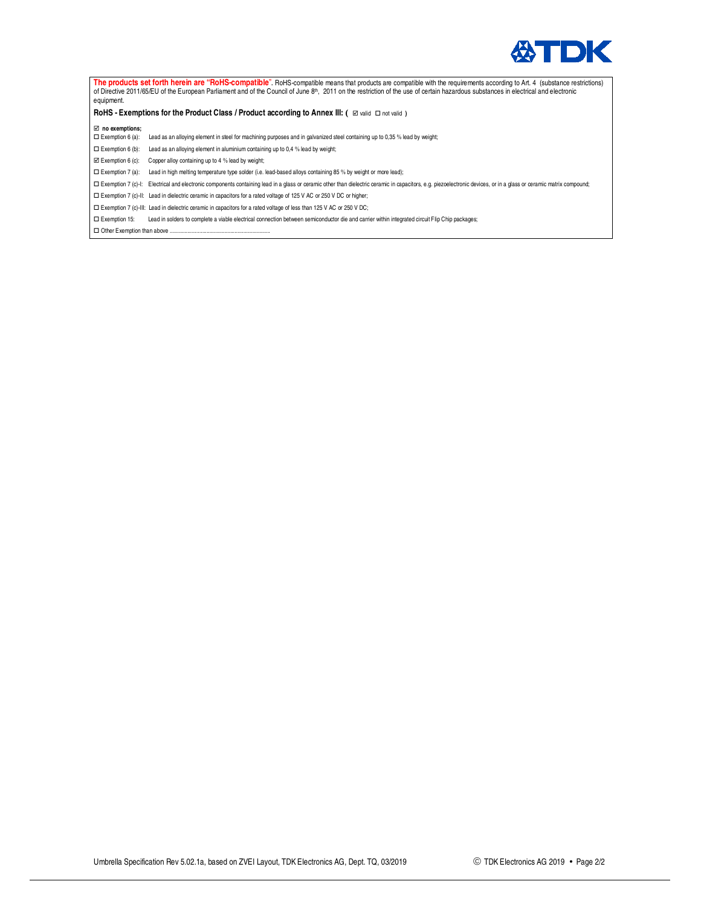**The products set forth herein are "RoHS-compatible".** RoHS-compatible means that products are compatible with the requirements according to Art. 4 (substance restrictions) of Directive 2011/65/EU of the European Parliament and of the Council of June 8th, 2011 on the restriction of the use of certain hazardous substances in electrical and electronic equipment.

**RoHS - Exemptions for the Product Class / Product according to Annex III: (** ☑ valid ☐ not valid **)**

☑ **no exemptions;**

☐ Exemption 6 (a): Lead as an alloying element in steel for machining purposes and in galvanized steel containing up to 0,35 % lead by weight;

☐ Exemption 6 (b): Lead as an alloying element in aluminium containing up to 0,4 % lead by weight;

☑ Exemption 6 (c): Copper alloy containing up to 4 % lead by weight;

☐ Exemption 7 (a): Lead in high melting temperature type solder (i.e. lead-based alloys containing 85 % by weight or more lead);

☐ Exemption 7 (c)-I: Electrical and electronic components containing lead in a glass or ceramic other than dielectric ceramic in capacitors, e.g. piezoelectronic devices, or in a glass or ceramic matrix compound;

☐ Exemption 7 (c)-II: Lead in dielectric ceramic in capacitors for a rated voltage of 125 V AC or 250 V DC or higher;

☐ Exemption 7 (c)-III: Lead in dielectric ceramic in capacitors for a rated voltage of less than 125 V AC or 250 V DC;

☐ Exemption 15: Lead in solders to complete a viable electrical connection between semiconductor die and carrier within integrated circuit Flip Chip packages;

☐ Other Exemption than above ......................................................................

Umbrella Specification Rev 5.02.1a, based on ZVEI Layout, TDK Electronics AG, Dept. TQ, 03/2019

© TDK Electronics AG 2019